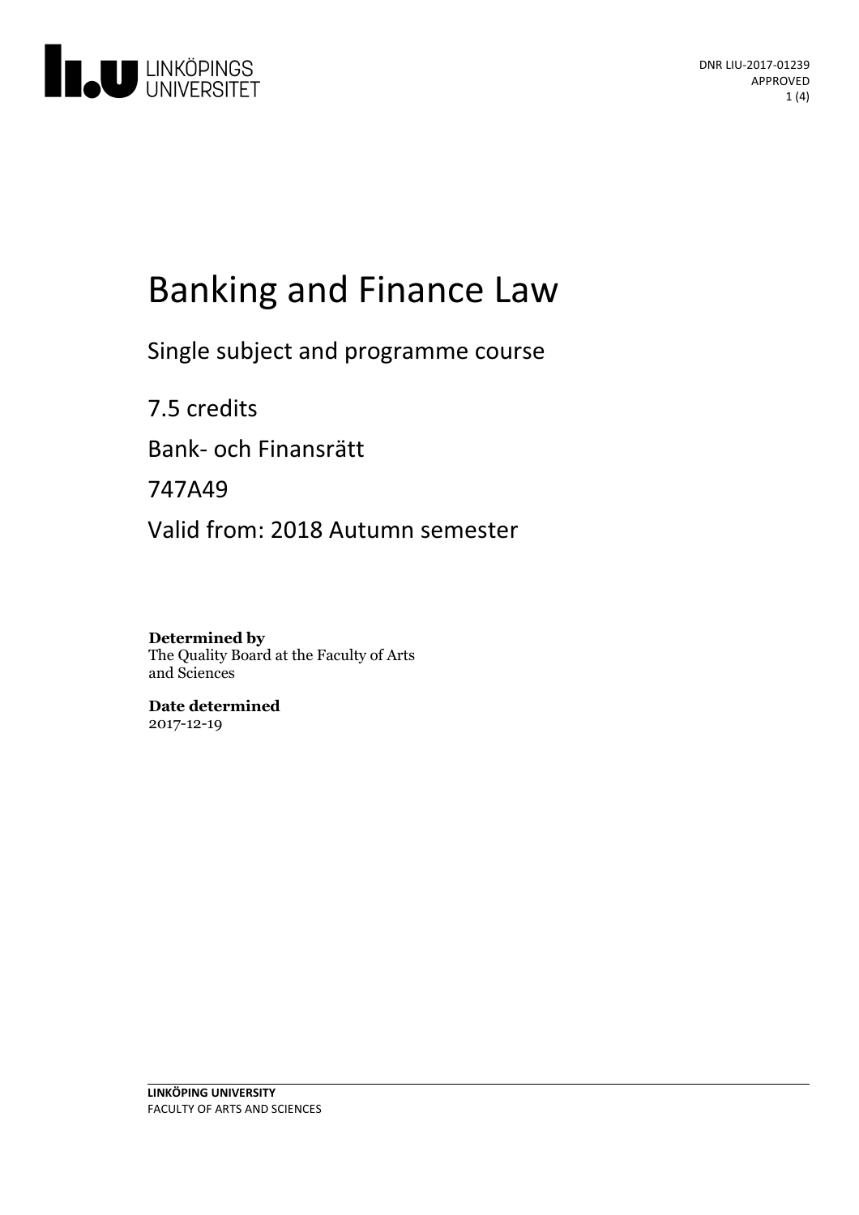DNR LIU-2017-01239
APPROVED

# Banking and Finance Law

Single subject and programme course

7.5 credits

Bank- och Finansrätt

747A49

Valid from: 2018 Autumn semester

**Determined by**
The Quality Board at the Faculty of Arts and Sciences

**Date determined**
2017-12-19

LINKÖPING UNIVERSITY
FACULTY OF ARTS AND SCIENCES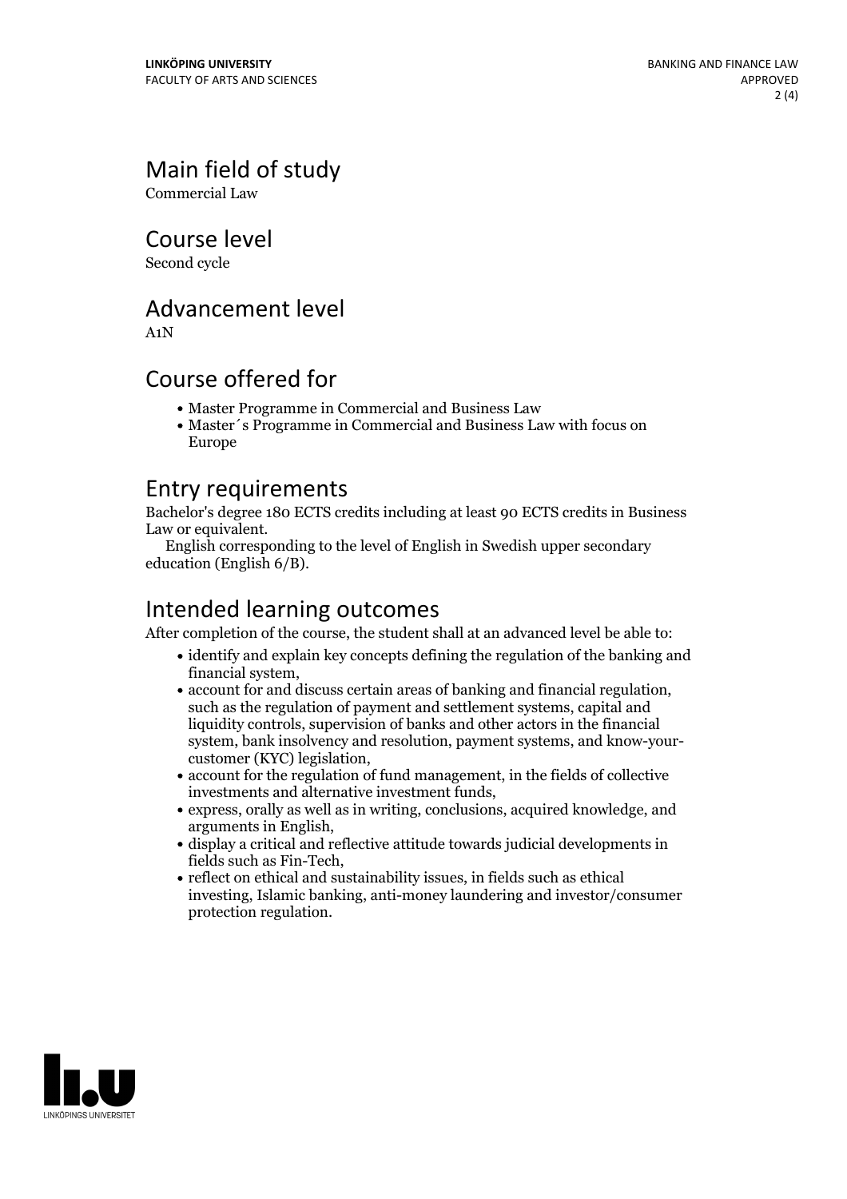## Main field of study

Commercial Law

## Course level

Second cycle

## Advancement level

A1N

## Course offered for

- Master Programme in Commercial and Business Law
- Master´s Programme in Commercial and Business Law with focus on Europe

## Entry requirements

Bachelor's degree 180 ECTS credits including at least 90 ECTS credits in Business Law or equivalent.

English corresponding to the level of English in Swedish upper secondary education (English 6/B).

## Intended learning outcomes

After completion of the course, the student shall at an advanced level be able to:

- identify and explain key concepts defining the regulation of the banking and financial system,
- account for and discuss certain areas of banking and financial regulation, such as the regulation of payment and settlement systems, capital and liquidity controls, supervision of banks and other actors in the financial system, bank insolvency and resolution, payment systems, and know-your-customer (KYC) legislation,
- account for the regulation of fund management, in the fields of collective investments and alternative investment funds,
- express, orally as well as in writing, conclusions, acquired knowledge, and arguments in English,
- display a critical and reflective attitude towards judicial developments in fields such as Fin-Tech,
- reflect on ethical and sustainability issues, in fields such as ethical investing, Islamic banking, anti-money laundering and investor/consumer protection regulation.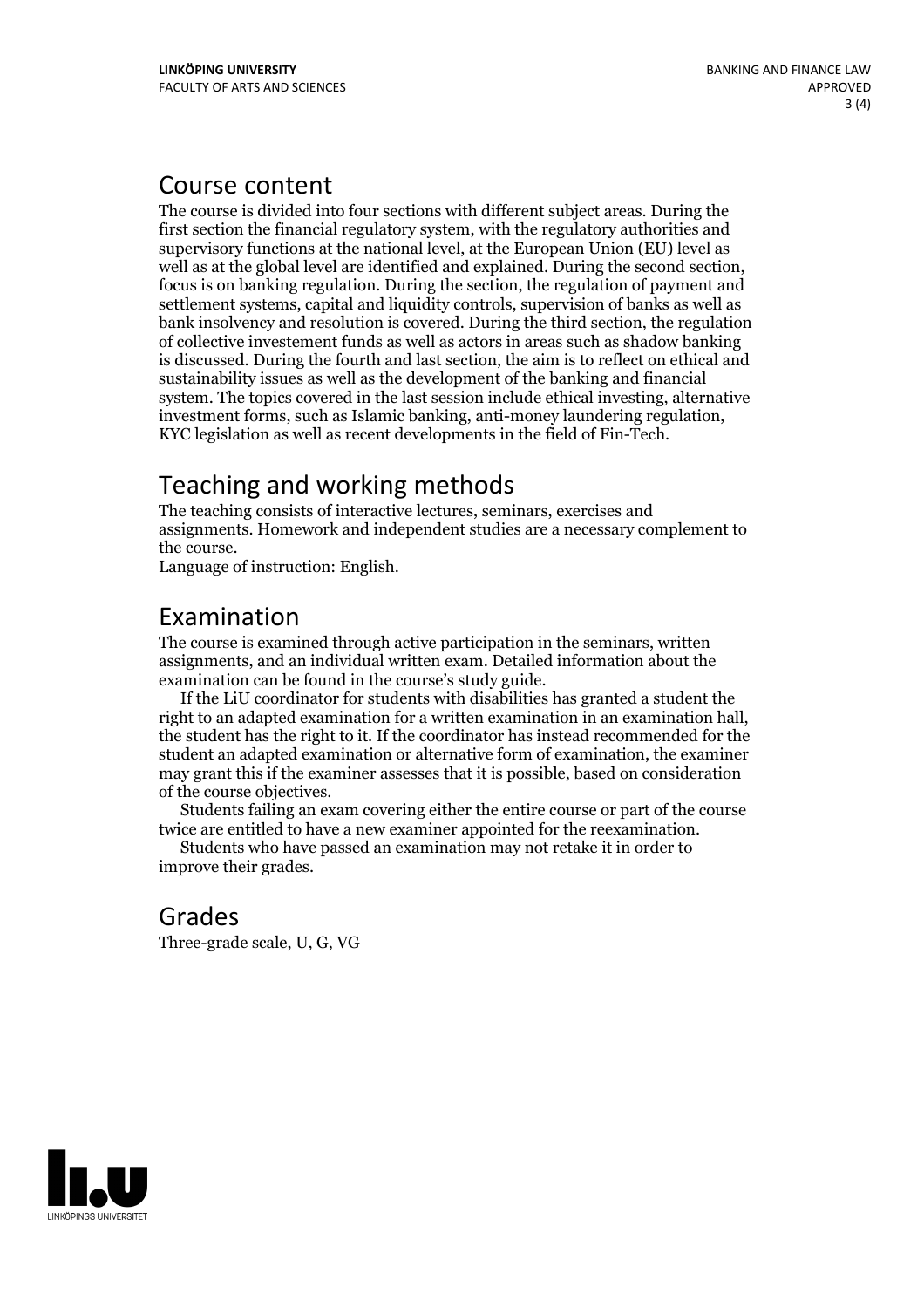## Course content

The course is divided into four sections with different subject areas. During the first section the financial regulatory system, with the regulatory authorities and supervisory functions at the national level, at the European Union (EU) level as well as at the global level are identified and explained. During the second section, focus is on banking regulation. During the section, the regulation of payment and settlement systems, capital and liquidity controls, supervision of banks as well as bank insolvency and resolution is covered. During the third section, the regulation of collective investement funds as well as actors in areas such as shadow banking is discussed. During the fourth and last section, the aim is to reflect on ethical and sustainability issues as well as the development of the banking and financial system. The topics covered in the last session include ethical investing, alternative investment forms, such as Islamic banking, anti-money laundering regulation, KYC legislation as well as recent developments in the field of Fin-Tech.

## Teaching and working methods

The teaching consists of interactive lectures, seminars, exercises and assignments. Homework and independent studies are a necessary complement to the course.

Language of instruction: English.

## Examination

The course is examined through active participation in the seminars, written assignments, and an individual written exam. Detailed information about the examination can be found in the course's study guide.

If the LiU coordinator for students with disabilities has granted a student the right to an adapted examination for a written examination in an examination hall, the student has the right to it. If the coordinator has instead recommended for the student an adapted examination or alternative form of examination, the examiner may grant this if the examiner assesses that it is possible, based on consideration of the course objectives.

Students failing an exam covering either the entire course or part of the course twice are entitled to have a new examiner appointed for the reexamination.

Students who have passed an examination may not retake it in order to improve their grades.

## Grades

Three-grade scale, U, G, VG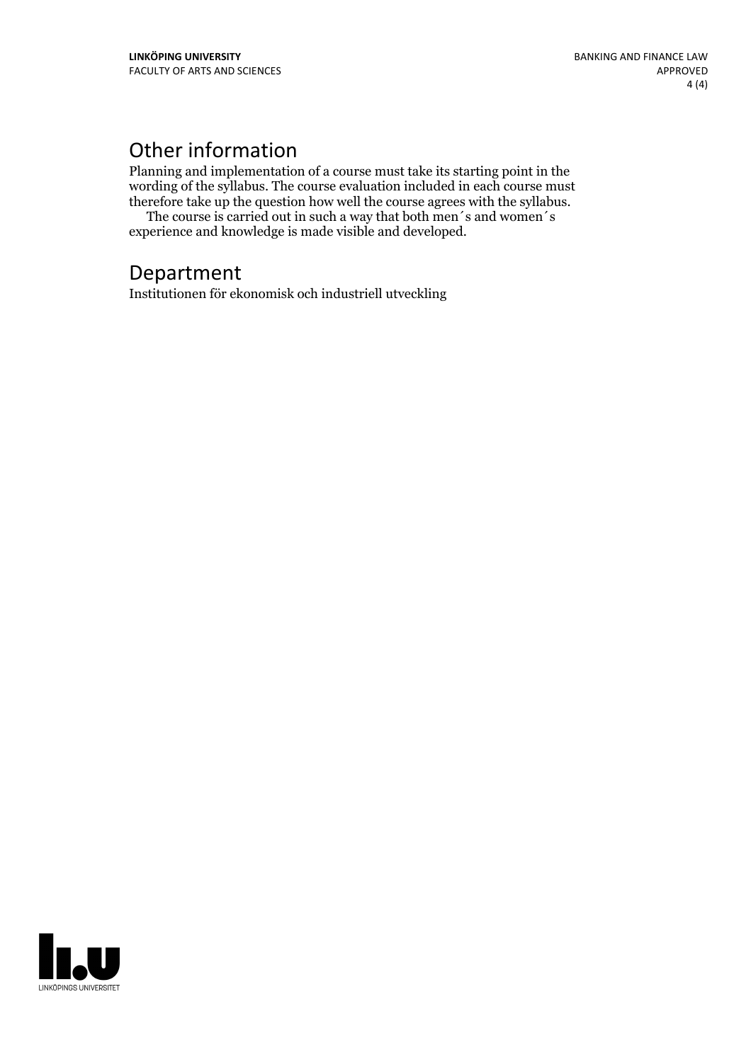## Other information

Planning and implementation of a course must take its starting point in the wording of the syllabus. The course evaluation included in each course must therefore take up the question how well the course agrees with the syllabus.

The course is carried out in such a way that both men´s and women´s experience and knowledge is made visible and developed.

## Department

Institutionen för ekonomisk och industriell utveckling